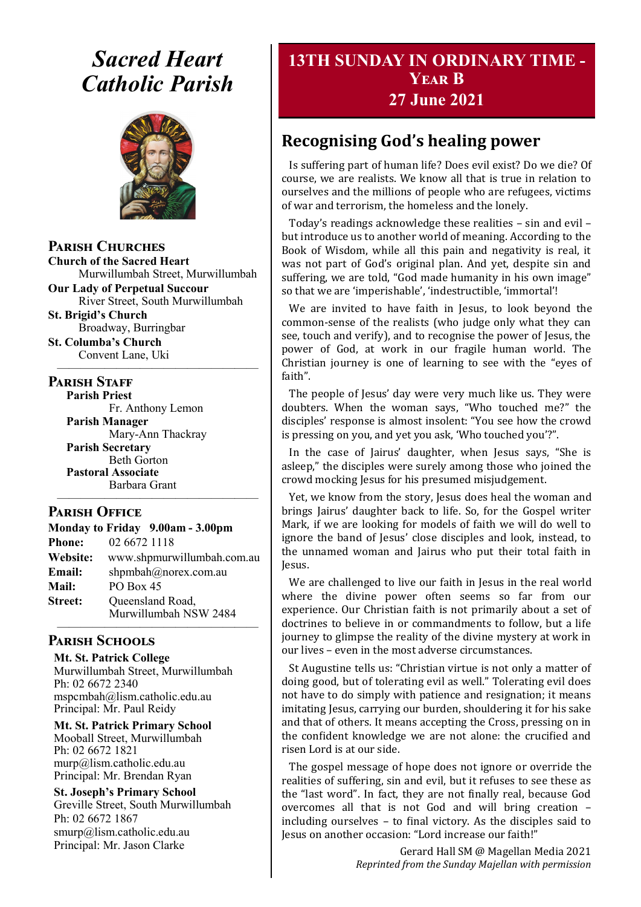# Sacred Heart Catholic Parish

## Parish Churches

**Church of the Sacred Heart**
Murwillumbah Street, Murwillumbah

**Our Lady of Perpetual Succour**
River Street, South Murwillumbah

**St. Brigid's Church**
Broadway, Burringbar

**St. Columba's Church**
Convent Lane, Uki

## Parish Staff

**Parish Priest**
Fr. Anthony Lemon

**Parish Manager**
Mary-Ann Thackray

**Parish Secretary**
Beth Gorton

**Pastoral Associate**
Barbara Grant

## Parish Office

**Monday to Friday 9.00am - 3.00pm**

**Phone:** 02 6672 1118
**Website:** www.shpmurwillumbah.com.au
**Email:** shpmbah@norex.com.au
**Mail:** PO Box 45
**Street:** Queensland Road, Murwillumbah NSW 2484

## Parish Schools

**Mt. St. Patrick College**
Murwillumbah Street, Murwillumbah
Ph: 02 6672 2340
mspcmbah@lism.catholic.edu.au
Principal: Mr. Paul Reidy

**Mt. St. Patrick Primary School**
Mooball Street, Murwillumbah
Ph: 02 6672 1821
murp@lism.catholic.edu.au
Principal: Mr. Brendan Ryan

**St. Joseph's Primary School**
Greville Street, South Murwillumbah
Ph: 02 6672 1867
smurp@lism.catholic.edu.au
Principal: Mr. Jason Clarke

# 13TH SUNDAY IN ORDINARY TIME - YEAR B
# 27 June 2021

## Recognising God's healing power

Is suffering part of human life? Does evil exist? Do we die? Of course, we are realists. We know all that is true in relation to ourselves and the millions of people who are refugees, victims of war and terrorism, the homeless and the lonely.

Today's readings acknowledge these realities – sin and evil – but introduce us to another world of meaning. According to the Book of Wisdom, while all this pain and negativity is real, it was not part of God's original plan. And yet, despite sin and suffering, we are told, "God made humanity in his own image" so that we are 'imperishable', 'indestructible, 'immortal'!

We are invited to have faith in Jesus, to look beyond the common-sense of the realists (who judge only what they can see, touch and verify), and to recognise the power of Jesus, the power of God, at work in our fragile human world. The Christian journey is one of learning to see with the "eyes of faith".

The people of Jesus' day were very much like us. They were doubters. When the woman says, "Who touched me?" the disciples' response is almost insolent: "You see how the crowd is pressing on you, and yet you ask, 'Who touched you'?".

In the case of Jairus' daughter, when Jesus says, "She is asleep," the disciples were surely among those who joined the crowd mocking Jesus for his presumed misjudgement.

Yet, we know from the story, Jesus does heal the woman and brings Jairus' daughter back to life. So, for the Gospel writer Mark, if we are looking for models of faith we will do well to ignore the band of Jesus' close disciples and look, instead, to the unnamed woman and Jairus who put their total faith in Jesus.

We are challenged to live our faith in Jesus in the real world where the divine power often seems so far from our experience. Our Christian faith is not primarily about a set of doctrines to believe in or commandments to follow, but a life journey to glimpse the reality of the divine mystery at work in our lives – even in the most adverse circumstances.

St Augustine tells us: "Christian virtue is not only a matter of doing good, but of tolerating evil as well." Tolerating evil does not have to do simply with patience and resignation; it means imitating Jesus, carrying our burden, shouldering it for his sake and that of others. It means accepting the Cross, pressing on in the confident knowledge we are not alone: the crucified and risen Lord is at our side.

The gospel message of hope does not ignore or override the realities of suffering, sin and evil, but it refuses to see these as the "last word". In fact, they are not finally real, because God overcomes all that is not God and will bring creation – including ourselves – to final victory. As the disciples said to Jesus on another occasion: "Lord increase our faith!"

Gerard Hall SM @ Magellan Media 2021
*Reprinted from the Sunday Majellan with permission*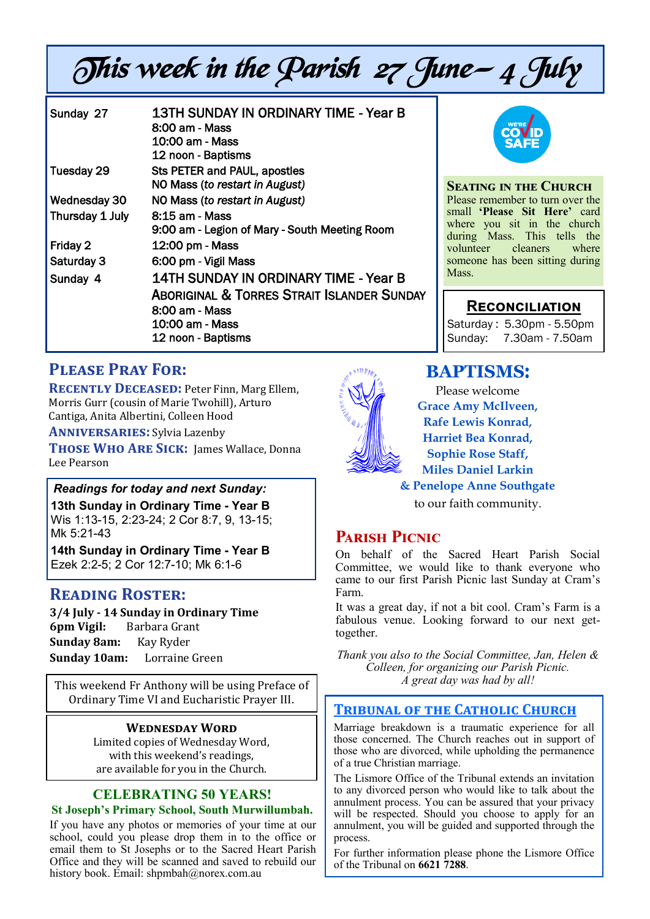# This week in the Parish 27 June – 4 July

| | |
|---|---|
| Sunday 27 | 13TH SUNDAY IN ORDINARY TIME - Year B<br>8:00 am - Mass<br>10:00 am - Mass<br>12 noon - Baptisms |
| Tuesday 29 | Sts PETER and PAUL, apostles<br>NO Mass (*to restart in August)* |
| Wednesday 30 | NO Mass (*to restart in August)* |
| Thursday 1 July | 8:15 am - Mass<br>9:00 am - Legion of Mary - South Meeting Room |
| Friday 2 | 12:00 pm - Mass |
| Saturday 3 | 6:00 pm - Vigil Mass |
| Sunday 4 | 14TH SUNDAY IN ORDINARY TIME - Year B<br>ABORIGINAL & TORRES STRAIT ISLANDER SUNDAY<br>8:00 am - Mass<br>10:00 am - Mass<br>12 noon - Baptisms |

WE'RE COVID SAFE

## Seating in the Church

Please remember to turn over the small **'Please Sit Here'** card where you sit in the church during Mass. This tells the volunteer cleaners where someone has been sitting during Mass.

## Reconciliation

Saturday : 5.30pm - 5.50pm
Sunday: 7.30am - 7.50am

## Please Pray For:

**Recently Deceased:** Peter Finn, Marg Ellem, Morris Gurr (cousin of Marie Twohill), Arturo Cantiga, Anita Albertini, Colleen Hood

**Anniversaries:** Sylvia Lazenby

**Those Who Are Sick:** James Wallace, Donna Lee Pearson

***Readings for today and next Sunday:***

**13th Sunday in Ordinary Time - Year B**
Wis 1:13-15, 2:23-24; 2 Cor 8:7, 9, 13-15; Mk 5:21-43

**14th Sunday in Ordinary Time - Year B**
Ezek 2:2-5; 2 Cor 12:7-10; Mk 6:1-6

## Reading Roster:

**3/4 July - 14 Sunday in Ordinary Time**
**6pm Vigil:** Barbara Grant
**Sunday 8am:** Kay Ryder
**Sunday 10am:** Lorraine Green

This weekend Fr Anthony will be using Preface of Ordinary Time VI and Eucharistic Prayer III.

**Wednesday Word**

Limited copies of Wednesday Word, with this weekend's readings, are available for you in the Church.

## CELEBRATING 50 YEARS!

**St Joseph's Primary School, South Murwillumbah.**

If you have any photos or memories of your time at our school, could you please drop them in to the office or email them to St Josephs or to the Sacred Heart Parish Office and they will be scanned and saved to rebuild our history book. Email: shpmbah@norex.com.au

## BAPTISMS:

Please welcome
**Grace Amy McIlveen,**
**Rafe Lewis Konrad,**
**Harriet Bea Konrad,**
**Sophie Rose Staff,**
**Miles Daniel Larkin**
**& Penelope Anne Southgate**
to our faith community.

## Parish Picnic

On behalf of the Sacred Heart Parish Social Committee, we would like to thank everyone who came to our first Parish Picnic last Sunday at Cram's Farm.

It was a great day, if not a bit cool. Cram's Farm is a fabulous venue. Looking forward to our next get-together.

*Thank you also to the Social Committee, Jan, Helen & Colleen, for organizing our Parish Picnic. A great day was had by all!*

## Tribunal of the Catholic Church

Marriage breakdown is a traumatic experience for all those concerned. The Church reaches out in support of those who are divorced, while upholding the permanence of a true Christian marriage.

The Lismore Office of the Tribunal extends an invitation to any divorced person who would like to talk about the annulment process. You can be assured that your privacy will be respected. Should you choose to apply for an annulment, you will be guided and supported through the process.

For further information please phone the Lismore Office of the Tribunal on **6621 7288**.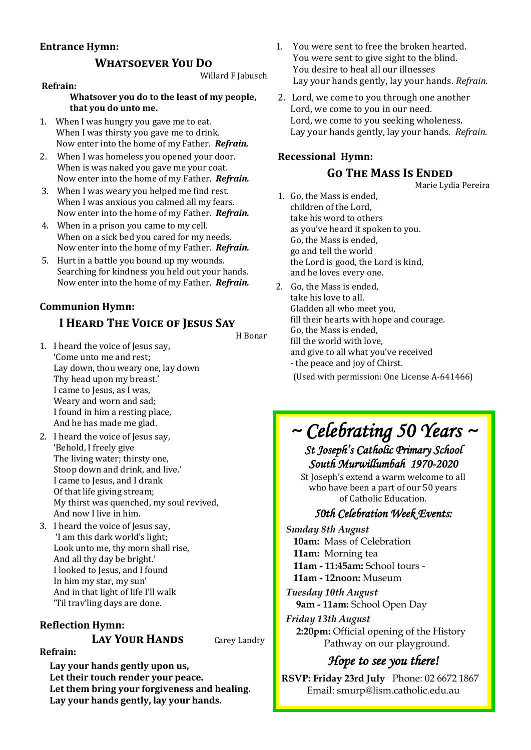**Entrance Hymn:**

## Whatsoever You Do

Willard F Jabusch

**Refrain:**

**Whatsover you do to the least of my people, that you do unto me.**

1. When I was hungry you gave me to eat.
   When I was thirsty you gave me to drink.
   Now enter into the home of my Father. ***Refrain.***
2. When I was homeless you opened your door.
   When is was naked you gave me your coat.
   Now enter into the home of my Father. ***Refrain.***
3. When I was weary you helped me find rest.
   When I was anxious you calmed all my fears.
   Now enter into the home of my Father. ***Refrain.***
4. When in a prison you came to my cell.
   When on a sick bed you cared for my needs.
   Now enter into the home of my Father. ***Refrain.***
5. Hurt in a battle you bound up my wounds.
   Searching for kindness you held out your hands.
   Now enter into the home of my Father. ***Refrain.***

**Communion Hymn:**

## I Heard The Voice of Jesus Say

H Bonar

1. I heard the voice of Jesus say,
   'Come unto me and rest;
   Lay down, thou weary one, lay down
   Thy head upon my breast.'
   I came to Jesus, as I was,
   Weary and worn and sad;
   I found in him a resting place,
   And he has made me glad.
2. I heard the voice of Jesus say,
   'Behold, I freely give
   The living water; thirsty one,
   Stoop down and drink, and live.'
   I came to Jesus, and I drank
   Of that life giving stream;
   My thirst was quenched, my soul revived,
   And now I live in him.
3. I heard the voice of Jesus say,
   'I am this dark world's light;
   Look unto me, thy morn shall rise,
   And all thy day be bright.'
   I looked to Jesus, and I found
   In him my star, my sun'
   And in that light of life I'll walk
   'Til trav'ling days are done.

**Reflection Hymn:**

## Lay Your Hands

Carey Landry

**Refrain:**

**Lay your hands gently upon us,**
**Let their touch render your peace.**
**Let them bring your forgiveness and healing.**
**Lay your hands gently, lay your hands.**

1. You were sent to free the broken hearted.
   You were sent to give sight to the blind.
   You desire to heal all our illnesses
   Lay your hands gently, lay your hands. *Refrain.*
2. Lord, we come to you through one another
   Lord, we come to you in our need.
   Lord, we come to you seeking wholeness.
   Lay your hands gently, lay your hands. *Refrain.*

**Recessional Hymn:**

## Go The Mass Is Ended

Marie Lydia Pereira

1. Go, the Mass is ended,
   children of the Lord,
   take his word to others
   as you've heard it spoken to you.
   Go, the Mass is ended,
   go and tell the world
   the Lord is good, the Lord is kind,
   and he loves every one.
2. Go, the Mass is ended,
   take his love to all.
   Gladden all who meet you,
   fill their hearts with hope and courage.
   Go, the Mass is ended,
   fill the world with love,
   and give to all what you've received
   - the peace and joy of Chirst.

(Used with permission: One License A-641466)

## *~ Celebrating 50 Years ~*

### *St Joseph's Catholic Primary School South Murwillumbah 1970-2020*

St Joseph's extend a warm welcome to all who have been a part of our 50 years of Catholic Education.

### *50th Celebration Week Events:*

*Sunday 8th August*
**10am:** Mass of Celebration
**11am:** Morning tea
**11am - 11:45am:** School tours -
**11am - 12noon:** Museum

*Tuesday 10th August*
**9am - 11am:** School Open Day

*Friday 13th August*
**2:20pm:** Official opening of the History Pathway on our playground.

### *Hope to see you there!*

**RSVP: Friday 23rd July** Phone: 02 6672 1867
Email: smurp@lism.catholic.edu.au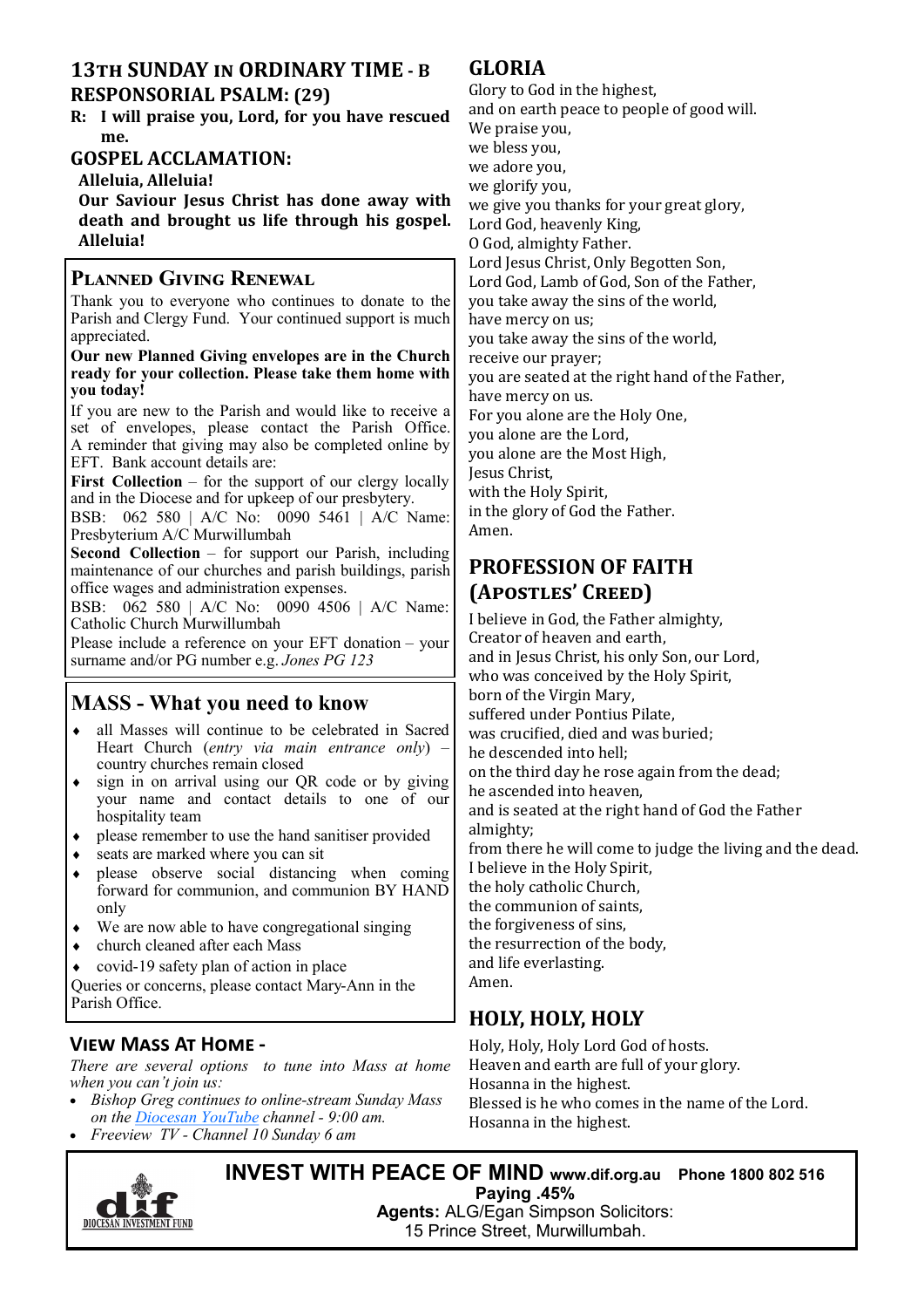## 13TH SUNDAY IN ORDINARY TIME - B

### RESPONSORIAL PSALM: (29)

**R: I will praise you, Lord, for you have rescued me.**

### GOSPEL ACCLAMATION:

**Alleluia, Alleluia!**
**Our Saviour Jesus Christ has done away with death and brought us life through his gospel. Alleluia!**

### PLANNED GIVING RENEWAL

Thank you to everyone who continues to donate to the Parish and Clergy Fund. Your continued support is much appreciated.

**Our new Planned Giving envelopes are in the Church ready for your collection. Please take them home with you today!**

If you are new to the Parish and would like to receive a set of envelopes, please contact the Parish Office. A reminder that giving may also be completed online by EFT. Bank account details are:

**First Collection** – for the support of our clergy locally and in the Diocese and for upkeep of our presbytery.
BSB: 062 580 | A/C No: 0090 5461 | A/C Name: Presbyterium A/C Murwillumbah

**Second Collection** – for support our Parish, including maintenance of our churches and parish buildings, parish office wages and administration expenses.
BSB: 062 580 | A/C No: 0090 4506 | A/C Name: Catholic Church Murwillumbah

Please include a reference on your EFT donation – your surname and/or PG number e.g. *Jones PG 123*

### MASS - What you need to know

- all Masses will continue to be celebrated in Sacred Heart Church (*entry via main entrance only*) – country churches remain closed
- sign in on arrival using our QR code or by giving your name and contact details to one of our hospitality team
- please remember to use the hand sanitiser provided
- seats are marked where you can sit
- please observe social distancing when coming forward for communion, and communion BY HAND only
- We are now able to have congregational singing
- church cleaned after each Mass
- covid-19 safety plan of action in place

Queries or concerns, please contact Mary-Ann in the Parish Office.

### VIEW MASS AT HOME -

*There are several options to tune into Mass at home when you can't join us:*

- *Bishop Greg continues to online-stream Sunday Mass on the Diocesan YouTube channel - 9:00 am.*
- *Freeview TV - Channel 10 Sunday 6 am*

## GLORIA

Glory to God in the highest,
and on earth peace to people of good will.
We praise you,
we bless you,
we adore you,
we glorify you,
we give you thanks for your great glory,
Lord God, heavenly King,
O God, almighty Father.
Lord Jesus Christ, Only Begotten Son,
Lord God, Lamb of God, Son of the Father,
you take away the sins of the world,
have mercy on us;
you take away the sins of the world,
receive our prayer;
you are seated at the right hand of the Father,
have mercy on us.
For you alone are the Holy One,
you alone are the Lord,
you alone are the Most High,
Jesus Christ,
with the Holy Spirit,
in the glory of God the Father.
Amen.

## PROFESSION OF FAITH (APOSTLES' CREED)

I believe in God, the Father almighty,
Creator of heaven and earth,
and in Jesus Christ, his only Son, our Lord,
who was conceived by the Holy Spirit,
born of the Virgin Mary,
suffered under Pontius Pilate,
was crucified, died and was buried;
he descended into hell;
on the third day he rose again from the dead;
he ascended into heaven,
and is seated at the right hand of God the Father almighty;
from there he will come to judge the living and the dead.
I believe in the Holy Spirit,
the holy catholic Church,
the communion of saints,
the forgiveness of sins,
the resurrection of the body,
and life everlasting.
Amen.

## HOLY, HOLY, HOLY

Holy, Holy, Holy Lord God of hosts.
Heaven and earth are full of your glory.
Hosanna in the highest.
Blessed is he who comes in the name of the Lord.
Hosanna in the highest.

DIOCESAN INVESTMENT FUND

**INVEST WITH PEACE OF MIND www.dif.org.au Phone 1800 802 516**
**Paying .45%**
**Agents:** ALG/Egan Simpson Solicitors:
15 Prince Street, Murwillumbah.